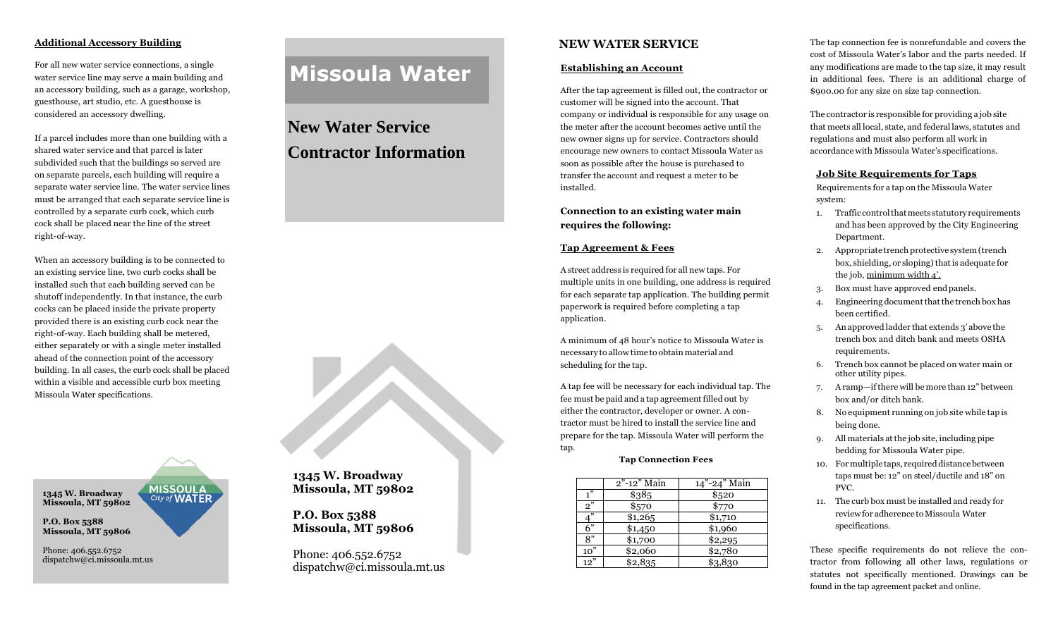## Additional Accessory Building

For all new water service connections, a single water service line may serve a main building and an accessory building, such as a garage, workshop, guesthouse, art studio, etc. A guesthouse is considered an accessory dwelling.

If a parcel includes more than one building with a shared water service and that parcel is later subdivided such that the buildings so served are on separate parcels, each building will require a separate water service line. The water service lines must be arranged that each separate service line is controlled by a separate curb cock, which curb cock shall be placed near the line of the street right-of-way.

When an accessory building is to be connected to an existing service line, two curb cocks shall be installed such that each building served can be shutoff independently. In that instance, the curb cocks can be placed inside the private property provided there is an existing curb cock near the right-of-way. Each building shall be metered, either separately or with a single meter installed ahead of the connection point of the accessory building. In all cases, the curb cock shall be placed within a visible and accessible curb box meeting Missoula Water specifications.

**1345 W. Broadway**
**Missoula, MT 59802**

**P.O. Box 5388**
**Missoula, MT 59806**

Phone: 406.552.6752
dispatchw@ci.missoula.mt.us

MISSOULA City of WATER

# Missoula Water

## New Water Service Contractor Information

**1345 W. Broadway**
**Missoula, MT 59802**

**P.O. Box 5388**
**Missoula, MT 59806**

Phone: 406.552.6752
dispatchw@ci.missoula.mt.us

## NEW WATER SERVICE

### Establishing an Account

After the tap agreement is filled out, the contractor or customer will be signed into the account. That company or individual is responsible for any usage on the meter after the account becomes active until the new owner signs up for service. Contractors should encourage new owners to contact Missoula Water as soon as possible after the house is purchased to transfer the account and request a meter to be installed.

### Connection to an existing water main requires the following:

### Tap Agreement & Fees

A street address is required for all new taps. For multiple units in one building, one address is required for each separate tap application. The building permit paperwork is required before completing a tap application.

A minimum of 48 hour's notice to Missoula Water is necessary to allow time to obtain material and scheduling for the tap.

A tap fee will be necessary for each individual tap. The fee must be paid and a tap agreement filled out by either the contractor, developer or owner. A contractor must be hired to install the service line and prepare for the tap. Missoula Water will perform the tap.

**Tap Connection Fees**

| | 2"-12" Main | 14"-24" Main |
|---|---|---|
| 1" | $385 | $520 |
| 2" | $570 | $770 |
| 4" | $1,265 | $1,710 |
| 6" | $1,450 | $1,960 |
| 8" | $1,700 | $2,295 |
| 10" | $2,060 | $2,780 |
| 12" | $2,835 | $3,830 |

The tap connection fee is nonrefundable and covers the cost of Missoula Water's labor and the parts needed. If any modifications are made to the tap size, it may result in additional fees. There is an additional charge of $900.00 for any size on size tap connection.

The contractor is responsible for providing a job site that meets all local, state, and federal laws, statutes and regulations and must also perform all work in accordance with Missoula Water's specifications.

### Job Site Requirements for Taps

Requirements for a tap on the Missoula Water system:

1. Traffic control that meets statutory requirements and has been approved by the City Engineering Department.
2. Appropriate trench protective system (trench box, shielding, or sloping) that is adequate for the job, minimum width 4'.
3. Box must have approved end panels.
4. Engineering document that the trench box has been certified.
5. An approved ladder that extends 3' above the trench box and ditch bank and meets OSHA requirements.
6. Trench box cannot be placed on water main or other utility pipes.
7. A ramp—if there will be more than 12" between box and/or ditch bank.
8. No equipment running on job site while tap is being done.
9. All materials at the job site, including pipe bedding for Missoula Water pipe.
10. For multiple taps, required distance between taps must be: 12" on steel/ductile and 18" on PVC.
11. The curb box must be installed and ready for review for adherence to Missoula Water specifications.

These specific requirements do not relieve the contractor from following all other laws, regulations or statutes not specifically mentioned. Drawings can be found in the tap agreement packet and online.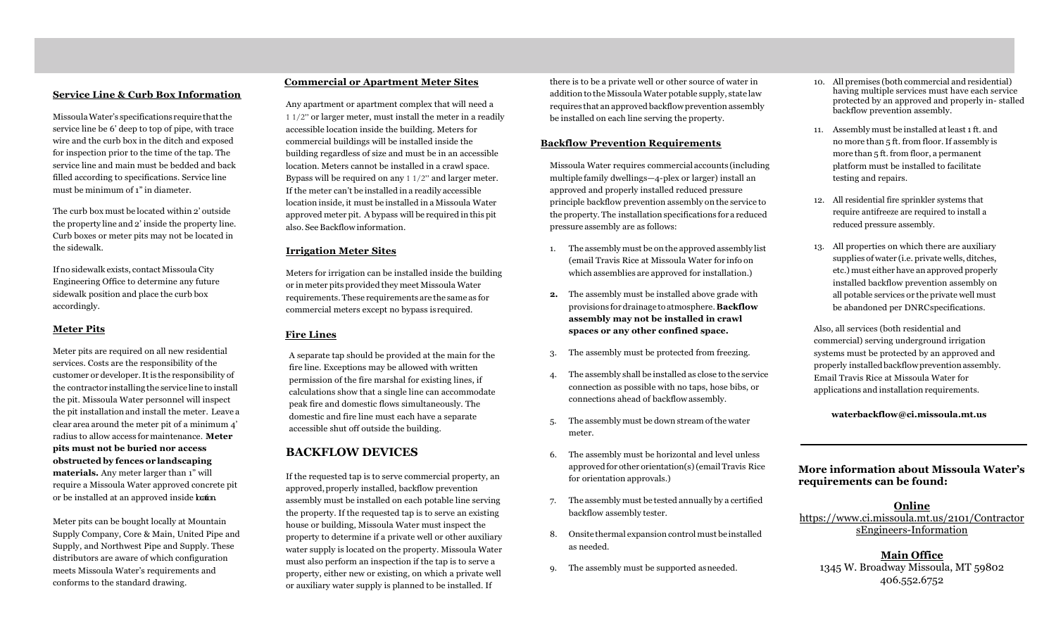## Service Line & Curb Box Information

Missoula Water's specifications require that the service line be 6' deep to top of pipe, with trace wire and the curb box in the ditch and exposed for inspection prior to the time of the tap. The service line and main must be bedded and back filled according to specifications. Service line must be minimum of 1" in diameter.

The curb box must be located within 2' outside the property line and 2' inside the property line. Curb boxes or meter pits may not be located in the sidewalk.

If no sidewalk exists, contact Missoula City Engineering Office to determine any future sidewalk position and place the curb box accordingly.

## Meter Pits

Meter pits are required on all new residential services. Costs are the responsibility of the customer or developer. It is the responsibility of the contractor installing the service line to install the pit. Missoula Water personnel will inspect the pit installation and install the meter. Leave a clear area around the meter pit of a minimum 4' radius to allow access for maintenance. **Meter pits must not be buried nor access obstructed by fences or landscaping materials.** Any meter larger than 1" will require a Missoula Water approved concrete pit or be installed at an approved inside location.

Meter pits can be bought locally at Mountain Supply Company, Core & Main, United Pipe and Supply, and Northwest Pipe and Supply. These distributors are aware of which configuration meets Missoula Water's requirements and conforms to the standard drawing.

## Commercial or Apartment Meter Sites

Any apartment or apartment complex that will need a 1 1/2" or larger meter, must install the meter in a readily accessible location inside the building. Meters for commercial buildings will be installed inside the building regardless of size and must be in an accessible location. Meters cannot be installed in a crawl space. Bypass will be required on any 1 1/2" and larger meter. If the meter can't be installed in a readily accessible location inside, it must be installed in a Missoula Water approved meter pit. A bypass will be required in this pit also. See Backflow information.

## Irrigation Meter Sites

Meters for irrigation can be installed inside the building or in meter pits provided they meet Missoula Water requirements. These requirements are the same as for commercial meters except no bypass is required.

## Fire Lines

A separate tap should be provided at the main for the fire line. Exceptions may be allowed with written permission of the fire marshal for existing lines, if calculations show that a single line can accommodate peak fire and domestic flows simultaneously. The domestic and fire line must each have a separate accessible shut off outside the building.

## BACKFLOW DEVICES

If the requested tap is to serve commercial property, an approved, properly installed, backflow prevention assembly must be installed on each potable line serving the property. If the requested tap is to serve an existing house or building, Missoula Water must inspect the property to determine if a private well or other auxiliary water supply is located on the property. Missoula Water must also perform an inspection if the tap is to serve a property, either new or existing, on which a private well or auxiliary water supply is planned to be installed. If there is to be a private well or other source of water in addition to the Missoula Water potable supply, state law requires that an approved backflow prevention assembly be installed on each line serving the property.

## Backflow Prevention Requirements

Missoula Water requires commercial accounts (including multiple family dwellings—4-plex or larger) install an approved and properly installed reduced pressure principle backflow prevention assembly on the service to the property. The installation specifications for a reduced pressure assembly are as follows:

1. The assembly must be on the approved assembly list (email Travis Rice at Missoula Water for info on which assemblies are approved for installation.)
2. The assembly must be installed above grade with provisions for drainage to atmosphere. **Backflow assembly may not be installed in crawl spaces or any other confined space.**
3. The assembly must be protected from freezing.
4. The assembly shall be installed as close to the service connection as possible with no taps, hose bibs, or connections ahead of backflow assembly.
5. The assembly must be down stream of the water meter.
6. The assembly must be horizontal and level unless approved for other orientation(s) (email Travis Rice for orientation approvals.)
7. The assembly must be tested annually by a certified backflow assembly tester.
8. Onsite thermal expansion control must be installed as needed.
9. The assembly must be supported as needed.
10. All premises (both commercial and residential) having multiple services must have each service protected by an approved and properly in- stalled backflow prevention assembly.
11. Assembly must be installed at least 1 ft. and no more than 5 ft. from floor. If assembly is more than 5 ft. from floor, a permanent platform must be installed to facilitate testing and repairs.
12. All residential fire sprinkler systems that require antifreeze are required to install a reduced pressure assembly.
13. All properties on which there are auxiliary supplies of water (i.e. private wells, ditches, etc.) must either have an approved properly installed backflow prevention assembly on all potable services or the private well must be abandoned per DNRC specifications.

Also, all services (both residential and commercial) serving underground irrigation systems must be protected by an approved and properly installed backflow prevention assembly. Email Travis Rice at Missoula Water for applications and installation requirements.

**waterbackflow@ci.missoula.mt.us**

---

### More information about Missoula Water's requirements can be found:

**Online**

https://www.ci.missoula.mt.us/2101/ContractorsEngineers-Information

**Main Office**

1345 W. Broadway Missoula, MT 59802

406.552.6752